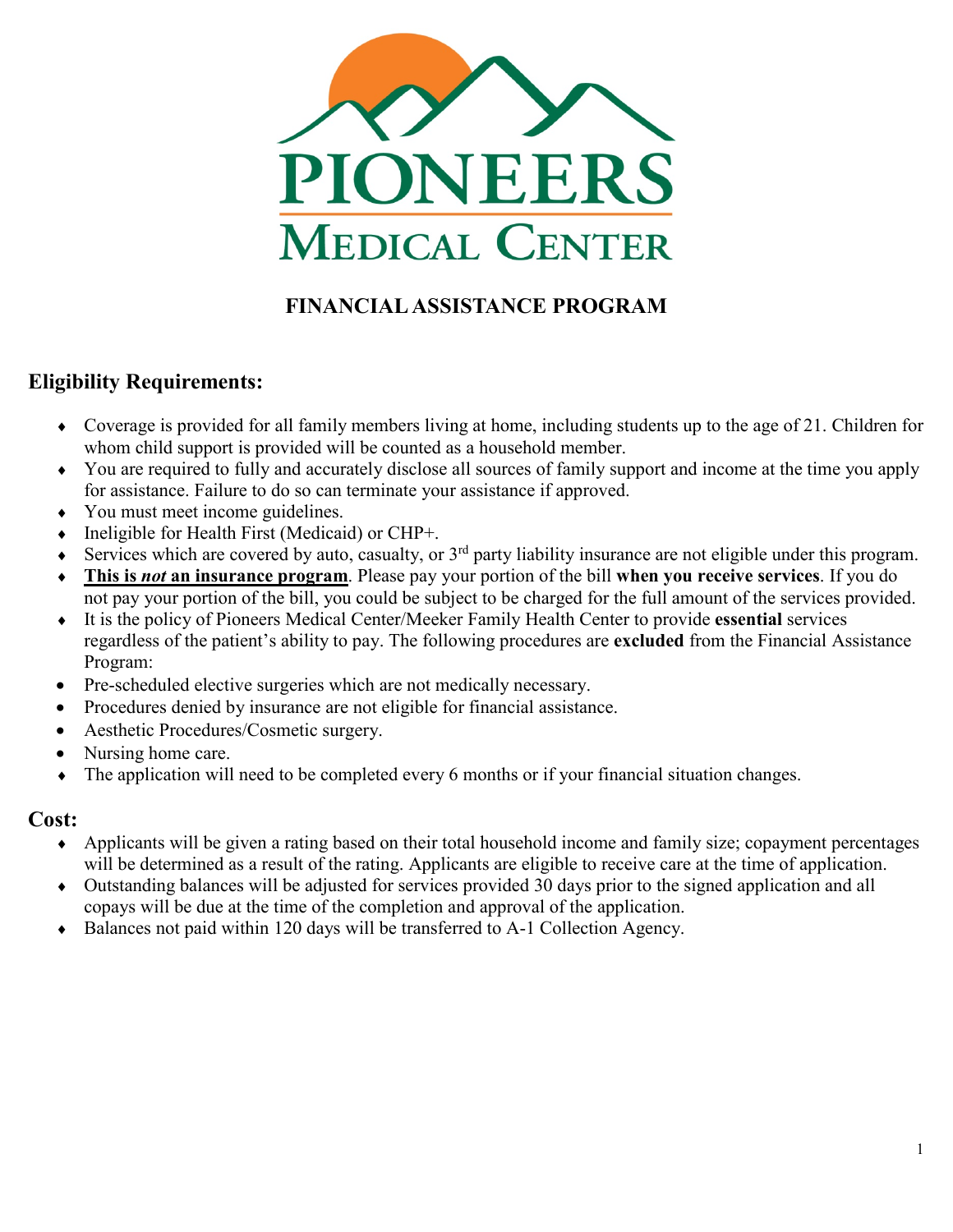# PIONEERS MEDICAL CENTER

## FINANCIAL ASSISTANCE PROGRAM

### Eligibility Requirements:

- Coverage is provided for all family members living at home, including students up to the age of 21. Children for whom child support is provided will be counted as a household member.
- You are required to fully and accurately disclose all sources of family support and income at the time you apply for assistance. Failure to do so can terminate your assistance if approved.
- You must meet income guidelines.
- Ineligible for Health First (Medicaid) or CHP+.
- Services which are covered by auto, casualty, or 3rd party liability insurance are not eligible under this program.
- **This is *not* an insurance program**. Please pay your portion of the bill **when you receive services**. If you do not pay your portion of the bill, you could be subject to be charged for the full amount of the services provided.
- It is the policy of Pioneers Medical Center/Meeker Family Health Center to provide **essential** services regardless of the patient's ability to pay. The following procedures are **excluded** from the Financial Assistance Program:
- Pre-scheduled elective surgeries which are not medically necessary.
- Procedures denied by insurance are not eligible for financial assistance.
- Aesthetic Procedures/Cosmetic surgery.
- Nursing home care.
- The application will need to be completed every 6 months or if your financial situation changes.

### Cost:

- Applicants will be given a rating based on their total household income and family size; copayment percentages will be determined as a result of the rating. Applicants are eligible to receive care at the time of application.
- Outstanding balances will be adjusted for services provided 30 days prior to the signed application and all copays will be due at the time of the completion and approval of the application.
- Balances not paid within 120 days will be transferred to A-1 Collection Agency.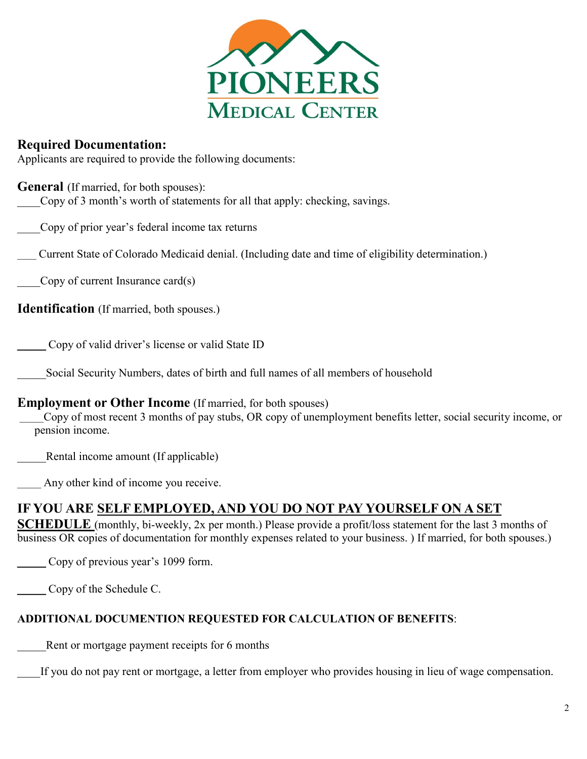**PIONEERS MEDICAL CENTER**

## Required Documentation:

Applicants are required to provide the following documents:

### General (If married, for both spouses):

____Copy of 3 month's worth of statements for all that apply: checking, savings.

____Copy of prior year's federal income tax returns

___ Current State of Colorado Medicaid denial. (Including date and time of eligibility determination.)

____Copy of current Insurance card(s)

### Identification (If married, both spouses.)

_____ Copy of valid driver's license or valid State ID

_____Social Security Numbers, dates of birth and full names of all members of household

### Employment or Other Income (If married, for both spouses)

____Copy of most recent 3 months of pay stubs, OR copy of unemployment benefits letter, social security income, or pension income.

_____Rental income amount (If applicable)

____ Any other kind of income you receive.

## IF YOU ARE SELF EMPLOYED, AND YOU DO NOT PAY YOURSELF ON A SET SCHEDULE (monthly, bi-weekly, 2x per month.) Please provide a profit/loss statement for the last 3 months of business OR copies of documentation for monthly expenses related to your business. ) If married, for both spouses.)

_____ Copy of previous year's 1099 form.

_____ Copy of the Schedule C.

**ADDITIONAL DOCUMENTION REQUESTED FOR CALCULATION OF BENEFITS**:

_____Rent or mortgage payment receipts for 6 months

____If you do not pay rent or mortgage, a letter from employer who provides housing in lieu of wage compensation.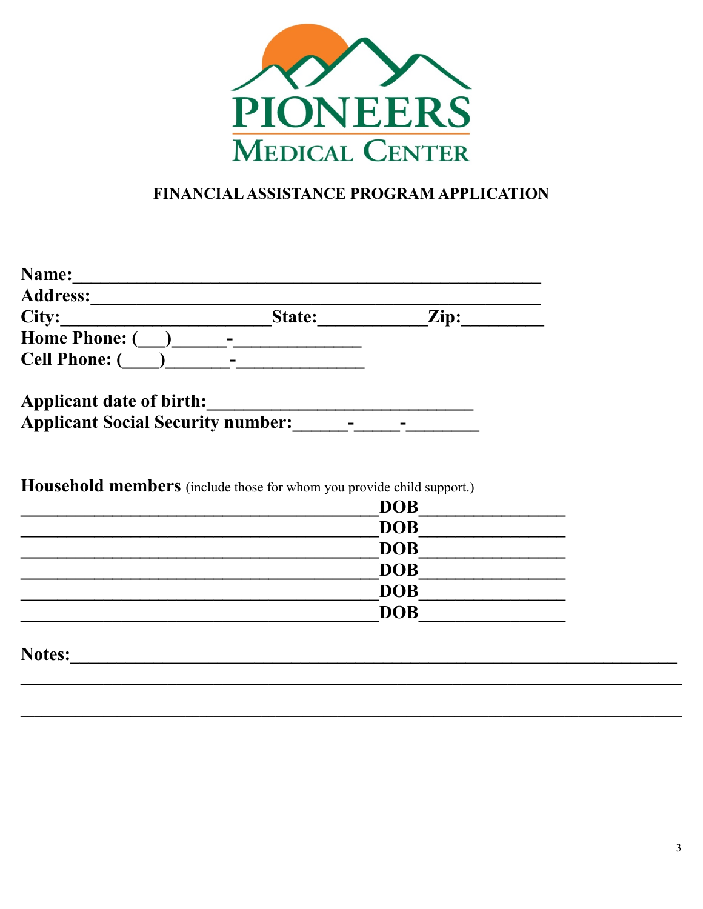PIONEERS

MEDICAL CENTER

## FINANCIAL ASSISTANCE PROGRAM APPLICATION

**Name:**___________________________________________________

**Address:**_________________________________________________

**City:**______________________**State:**___________**Zip:**_________

**Home Phone: (___)______-_____________**

**Cell Phone: (____)_______-_____________**

**Applicant date of birth:**____________________________

**Applicant Social Security number:**______-_____-_______

**Household members** (include those for whom you provide child support.)

______________________________________**DOB**_______________

______________________________________**DOB**_______________

______________________________________**DOB**_______________

______________________________________**DOB**_______________

______________________________________**DOB**_______________

______________________________________**DOB**_______________

**Notes:**_________________________________________________________________

______________________________________________________________________

______________________________________________________________________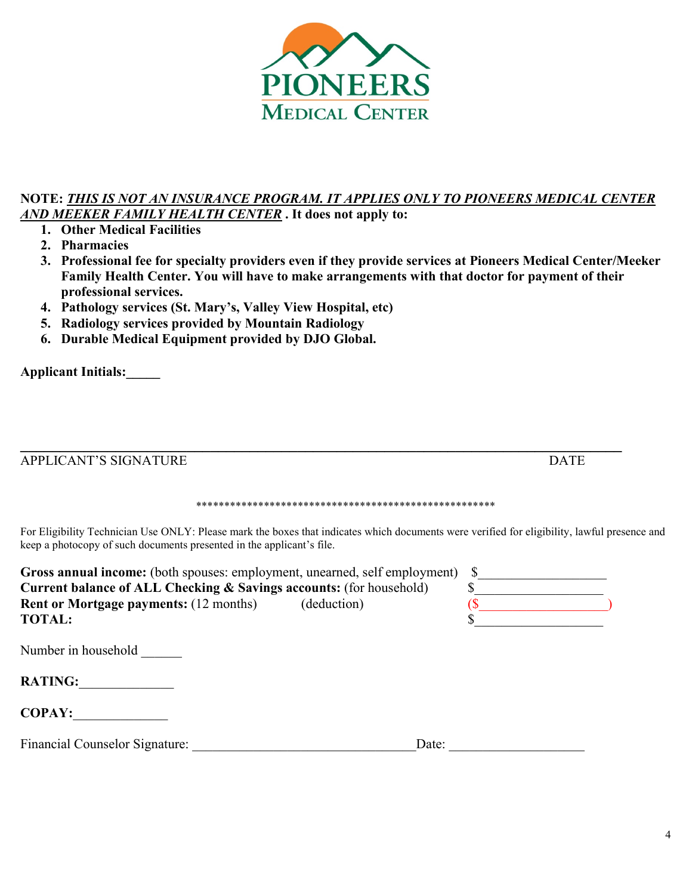**NOTE:** ***THIS IS NOT AN INSURANCE PROGRAM. IT APPLIES ONLY TO PIONEERS MEDICAL CENTER AND MEEKER FAMILY HEALTH CENTER*** **. It does not apply to:**

1. **Other Medical Facilities**
2. **Pharmacies**
3. **Professional fee for specialty providers even if they provide services at Pioneers Medical Center/Meeker Family Health Center. You will have to make arrangements with that doctor for payment of their professional services.**
4. **Pathology services (St. Mary's, Valley View Hospital, etc)**
5. **Radiology services provided by Mountain Radiology**
6. **Durable Medical Equipment provided by DJO Global.**

**Applicant Initials:_____**

_____________________________________________________________________________

APPLICANT'S SIGNATURE DATE

\*\*\*\*\*\*\*\*\*\*\*\*\*\*\*\*\*\*\*\*\*\*\*\*\*\*\*\*\*\*\*\*\*\*\*\*\*\*\*\*\*\*\*\*\*\*\*\*\*\*\*\*\*\*\*

For Eligibility Technician Use ONLY: Please mark the boxes that indicates which documents were verified for eligibility, lawful presence and keep a photocopy of such documents presented in the applicant's file.

**Gross annual income:** (both spouses: employment, unearned, self employment) $__________________

**Current balance of ALL Checking & Savings accounts:** (for household) $__________________

**Rent or Mortgage payments:** (12 months) (deduction) ($__________________)

**TOTAL:** $__________________

Number in household ______

**RATING:**______________

**COPAY:**______________

Financial Counselor Signature: _________________________________Date: ____________________